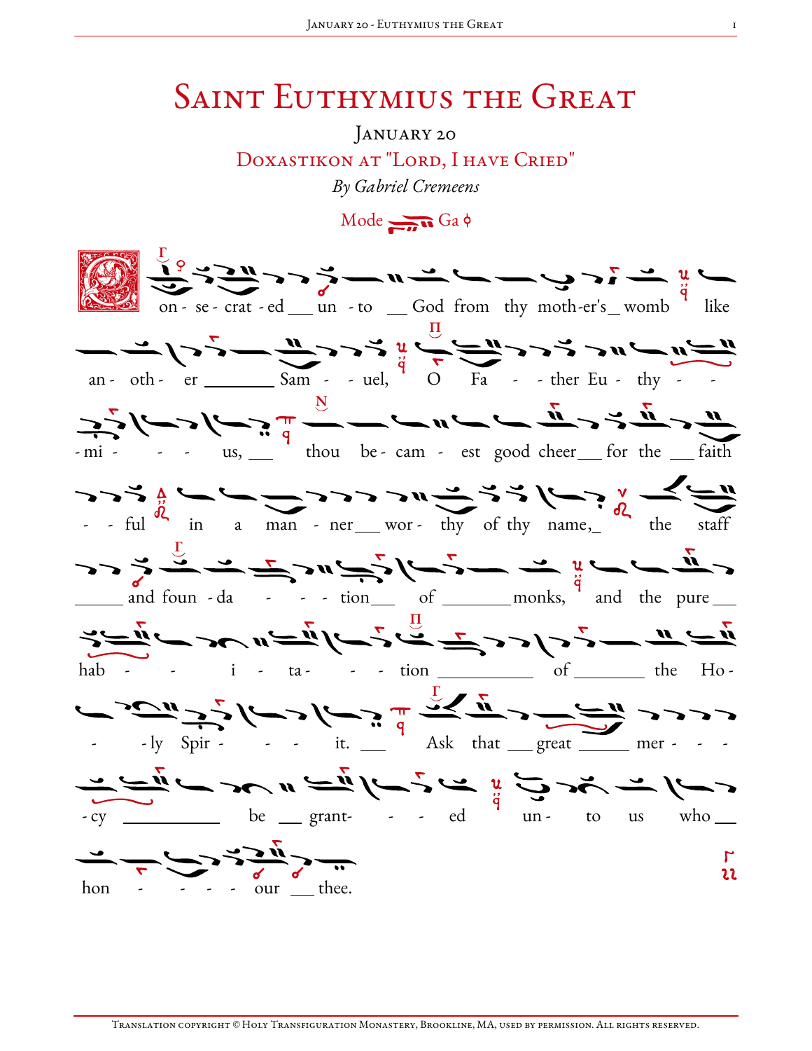# Saint Euthymius the Great

January 20

Doxastikon at "Lord, I have Cried"

*By Gabriel Cremeens*

Mode Ga

C-on - se - crat - ed ___ un - to __ God from thy moth-er's_ womb like an - oth - er ________ Sam - - uel, O Fa - - ther Eu - thy - - - mi - - - us, ___ thou be - cam - est good cheer___ for the ___ faith - - ful in a man - ner___ wor - thy of thy name,_ the staff ______ and foun - da - - - tion___ of ________ monks, and the pure ___ hab - - i - ta - - - tion __________ of ________ the Ho - - ly Spir - - - it. ___ Ask that ___ great ______ mer - - - cy __________ be ___ grant- - - ed un - to us who ___ hon - - - - our ___ thee.

Translation copyright © Holy Transfiguration Monastery, Brookline, MA, used by permission. All rights reserved.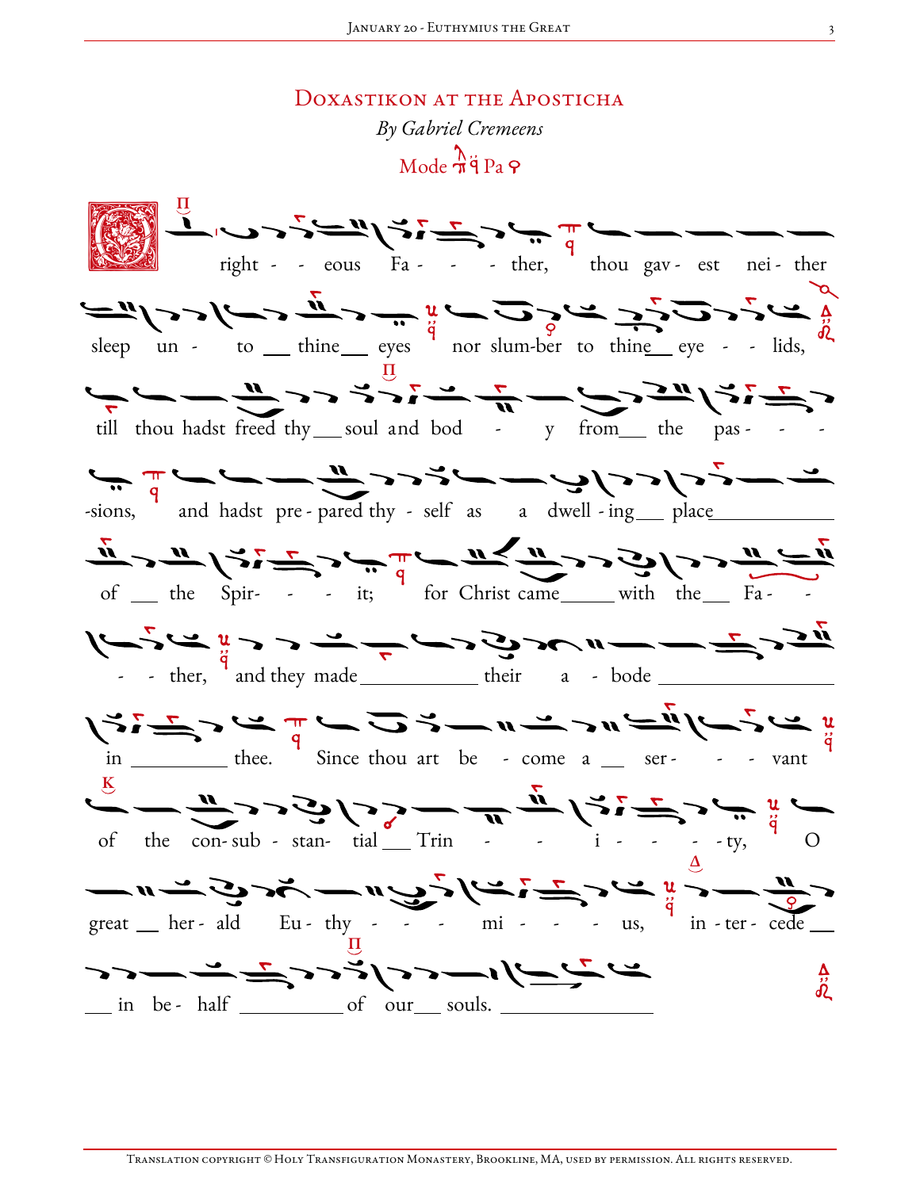# Doxastikon at the Aposticha

*By Gabriel Cremeens*

Mode Pa

O right - - eous Fa - - - ther, thou gav - est nei - ther sleep un - to __ thine __ eyes nor slum-ber to thine __ eye - - lids, till thou hadst freed thy __ soul and bod - y from __ the pas - - - -sions, and hadst pre - pared thy - self as a dwell - ing __ place __________ of __ the Spir- - - it; for Christ came ______ with the __ Fa - - - - ther, and they made ____________ their a - bode ________________ in __________ thee. Since thou art be - come a __ ser - - - vant of the con- sub - stan- tial __ Trin - - i - - - - ty, O great __ her - ald Eu - thy - - - mi - - - us, in - ter - cede __ __ in be - half __________ of our __ souls. ________________